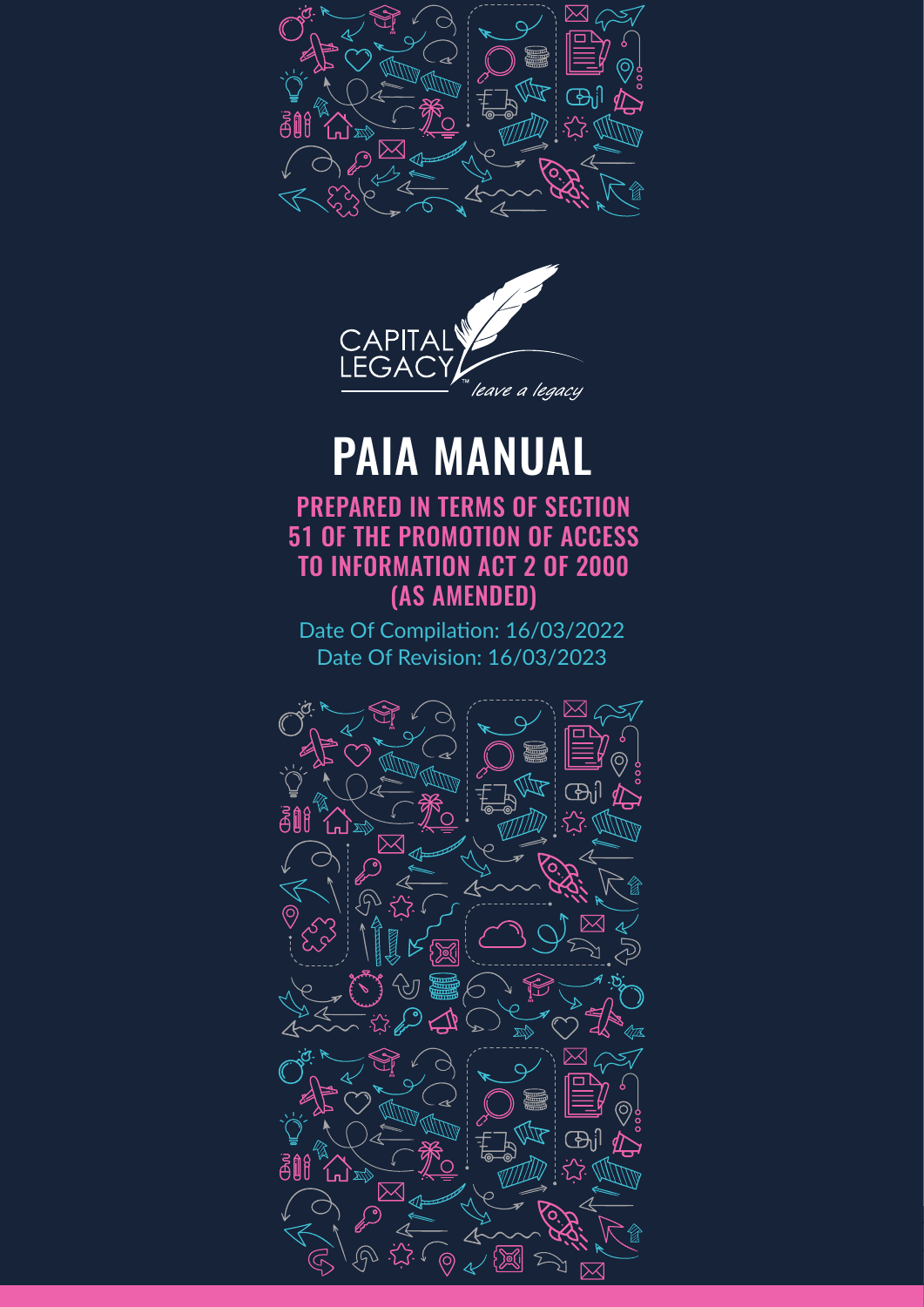CAPITAL LEGACY

*leave a legacy*

# PAIA MANUAL

## PREPARED IN TERMS OF SECTION 51 OF THE PROMOTION OF ACCESS TO INFORMATION ACT 2 OF 2000 (AS AMENDED)

Date Of Compilation: 16/03/2022
Date Of Revision: 16/03/2023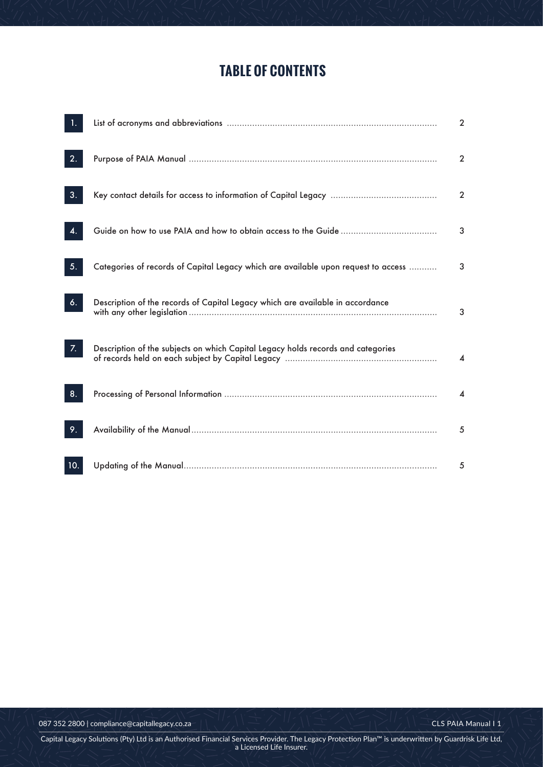# TABLE OF CONTENTS

| | | |
|---|---|---|
| 1. | List of acronyms and abbreviations | 2 |
| 2. | Purpose of PAIA Manual | 2 |
| 3. | Key contact details for access to information of Capital Legacy | 2 |
| 4. | Guide on how to use PAIA and how to obtain access to the Guide | 3 |
| 5. | Categories of records of Capital Legacy which are available upon request to access | 3 |
| 6. | Description of the records of Capital Legacy which are available in accordance with any other legislation | 3 |
| 7. | Description of the subjects on which Capital Legacy holds records and categories of records held on each subject by Capital Legacy | 4 |
| 8. | Processing of Personal Information | 4 |
| 9. | Availability of the Manual | 5 |
| 10. | Updating of the Manual | 5 |

087 352 2800 | compliance@capitallegacy.co.za

Capital Legacy Solutions (Pty) Ltd is an Authorised Financial Services Provider. The Legacy Protection Plan™ is underwritten by Guardrisk Life Ltd, a Licensed Life Insurer.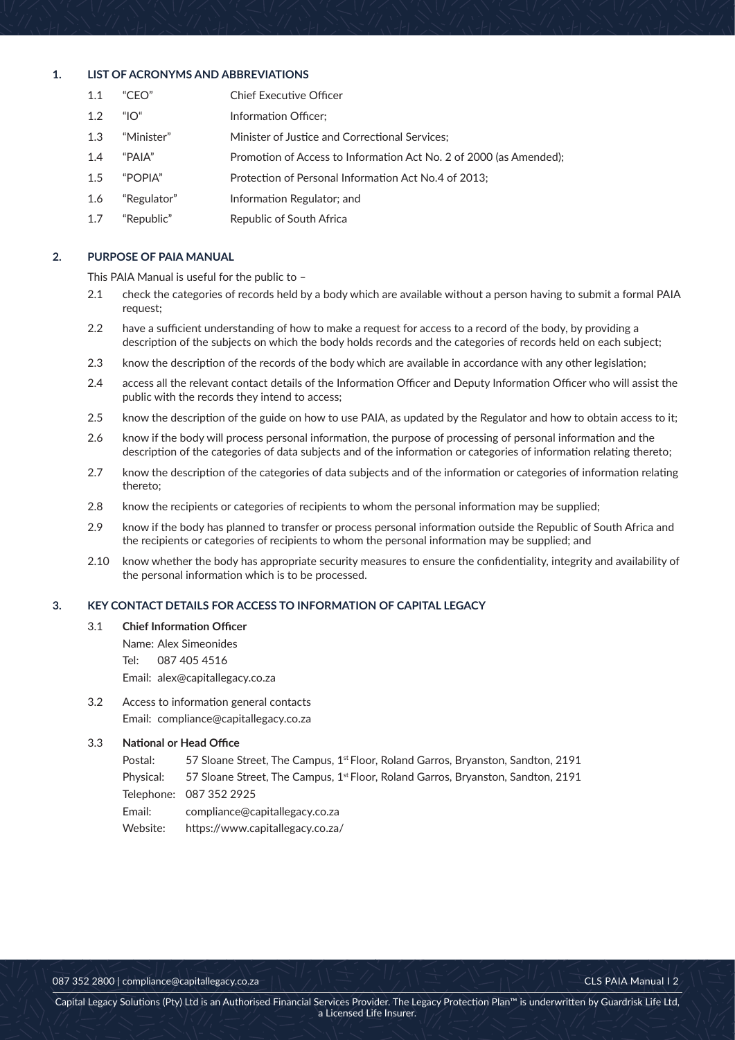## 1. LIST OF ACRONYMS AND ABBREVIATIONS

1.1 "CEO" Chief Executive Officer

1.2 "IO" Information Officer;

1.3 "Minister" Minister of Justice and Correctional Services;

1.4 "PAIA" Promotion of Access to Information Act No. 2 of 2000 (as Amended);

1.5 "POPIA" Protection of Personal Information Act No.4 of 2013;

1.6 "Regulator" Information Regulator; and

1.7 "Republic" Republic of South Africa

## 2. PURPOSE OF PAIA MANUAL

This PAIA Manual is useful for the public to –

2.1 check the categories of records held by a body which are available without a person having to submit a formal PAIA request;

2.2 have a sufficient understanding of how to make a request for access to a record of the body, by providing a description of the subjects on which the body holds records and the categories of records held on each subject;

2.3 know the description of the records of the body which are available in accordance with any other legislation;

2.4 access all the relevant contact details of the Information Officer and Deputy Information Officer who will assist the public with the records they intend to access;

2.5 know the description of the guide on how to use PAIA, as updated by the Regulator and how to obtain access to it;

2.6 know if the body will process personal information, the purpose of processing of personal information and the description of the categories of data subjects and of the information or categories of information relating thereto;

2.7 know the description of the categories of data subjects and of the information or categories of information relating thereto;

2.8 know the recipients or categories of recipients to whom the personal information may be supplied;

2.9 know if the body has planned to transfer or process personal information outside the Republic of South Africa and the recipients or categories of recipients to whom the personal information may be supplied; and

2.10 know whether the body has appropriate security measures to ensure the confidentiality, integrity and availability of the personal information which is to be processed.

## 3. KEY CONTACT DETAILS FOR ACCESS TO INFORMATION OF CAPITAL LEGACY

3.1 **Chief Information Officer**

Name: Alex Simeonides
Tel: 087 405 4516
Email: alex@capitallegacy.co.za

3.2 Access to information general contacts

Email: compliance@capitallegacy.co.za

3.3 **National or Head Office**

Postal: 57 Sloane Street, The Campus, 1st Floor, Roland Garros, Bryanston, Sandton, 2191
Physical: 57 Sloane Street, The Campus, 1st Floor, Roland Garros, Bryanston, Sandton, 2191
Telephone: 087 352 2925
Email: compliance@capitallegacy.co.za
Website: https://www.capitallegacy.co.za/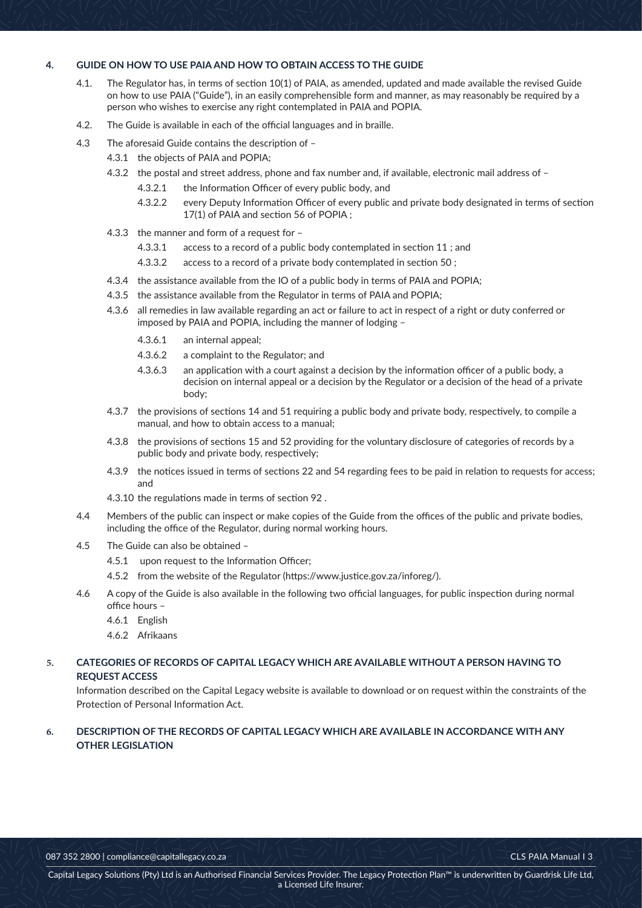## 4. GUIDE ON HOW TO USE PAIA AND HOW TO OBTAIN ACCESS TO THE GUIDE

4.1. The Regulator has, in terms of section 10(1) of PAIA, as amended, updated and made available the revised Guide on how to use PAIA ("Guide"), in an easily comprehensible form and manner, as may reasonably be required by a person who wishes to exercise any right contemplated in PAIA and POPIA.

4.2. The Guide is available in each of the official languages and in braille.

4.3 The aforesaid Guide contains the description of –

- 4.3.1 the objects of PAIA and POPIA;
- 4.3.2 the postal and street address, phone and fax number and, if available, electronic mail address of –
  - 4.3.2.1 the Information Officer of every public body, and
  - 4.3.2.2 every Deputy Information Officer of every public and private body designated in terms of section 17(1) of PAIA and section 56 of POPIA ;
- 4.3.3 the manner and form of a request for –
  - 4.3.3.1 access to a record of a public body contemplated in section 11 ; and
  - 4.3.3.2 access to a record of a private body contemplated in section 50 ;
- 4.3.4 the assistance available from the IO of a public body in terms of PAIA and POPIA;
- 4.3.5 the assistance available from the Regulator in terms of PAIA and POPIA;
- 4.3.6 all remedies in law available regarding an act or failure to act in respect of a right or duty conferred or imposed by PAIA and POPIA, including the manner of lodging –
  - 4.3.6.1 an internal appeal;
  - 4.3.6.2 a complaint to the Regulator; and
  - 4.3.6.3 an application with a court against a decision by the information officer of a public body, a decision on internal appeal or a decision by the Regulator or a decision of the head of a private body;
- 4.3.7 the provisions of sections 14 and 51 requiring a public body and private body, respectively, to compile a manual, and how to obtain access to a manual;
- 4.3.8 the provisions of sections 15 and 52 providing for the voluntary disclosure of categories of records by a public body and private body, respectively;
- 4.3.9 the notices issued in terms of sections 22 and 54 regarding fees to be paid in relation to requests for access; and
- 4.3.10 the regulations made in terms of section 92 .

4.4 Members of the public can inspect or make copies of the Guide from the offices of the public and private bodies, including the office of the Regulator, during normal working hours.

4.5 The Guide can also be obtained –

- 4.5.1 upon request to the Information Officer;
- 4.5.2 from the website of the Regulator (https://www.justice.gov.za/inforeg/).

4.6 A copy of the Guide is also available in the following two official languages, for public inspection during normal office hours –

- 4.6.1 English
- 4.6.2 Afrikaans

## 5. CATEGORIES OF RECORDS OF CAPITAL LEGACY WHICH ARE AVAILABLE WITHOUT A PERSON HAVING TO REQUEST ACCESS

Information described on the Capital Legacy website is available to download or on request within the constraints of the Protection of Personal Information Act.

## 6. DESCRIPTION OF THE RECORDS OF CAPITAL LEGACY WHICH ARE AVAILABLE IN ACCORDANCE WITH ANY OTHER LEGISLATION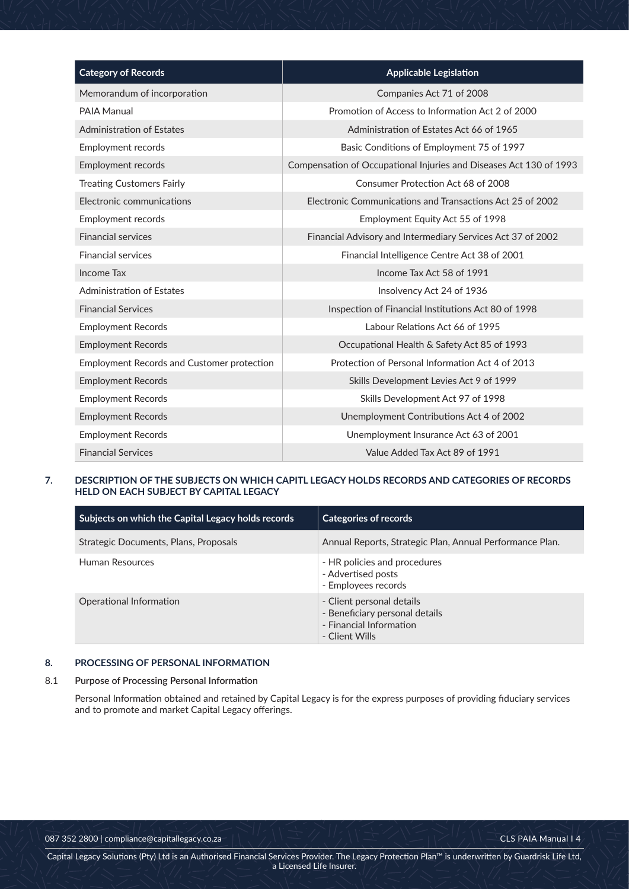| Category of Records | Applicable Legislation |
| --- | --- |
| Memorandum of incorporation | Companies Act 71 of 2008 |
| PAIA Manual | Promotion of Access to Information Act 2 of 2000 |
| Administration of Estates | Administration of Estates Act 66 of 1965 |
| Employment records | Basic Conditions of Employment 75 of 1997 |
| Employment records | Compensation of Occupational Injuries and Diseases Act 130 of 1993 |
| Treating Customers Fairly | Consumer Protection Act 68 of 2008 |
| Electronic communications | Electronic Communications and Transactions Act 25 of 2002 |
| Employment records | Employment Equity Act 55 of 1998 |
| Financial services | Financial Advisory and Intermediary Services Act 37 of 2002 |
| Financial services | Financial Intelligence Centre Act 38 of 2001 |
| Income Tax | Income Tax Act 58 of 1991 |
| Administration of Estates | Insolvency Act 24 of 1936 |
| Financial Services | Inspection of Financial Institutions Act 80 of 1998 |
| Employment Records | Labour Relations Act 66 of 1995 |
| Employment Records | Occupational Health & Safety Act 85 of 1993 |
| Employment Records and Customer protection | Protection of Personal Information Act 4 of 2013 |
| Employment Records | Skills Development Levies Act 9 of 1999 |
| Employment Records | Skills Development Act 97 of 1998 |
| Employment Records | Unemployment Contributions Act 4 of 2002 |
| Employment Records | Unemployment Insurance Act 63 of 2001 |
| Financial Services | Value Added Tax Act 89 of 1991 |

## 7. DESCRIPTION OF THE SUBJECTS ON WHICH CAPITL LEGACY HOLDS RECORDS AND CATEGORIES OF RECORDS HELD ON EACH SUBJECT BY CAPITAL LEGACY

| Subjects on which the Capital Legacy holds records | Categories of records |
| --- | --- |
| Strategic Documents, Plans, Proposals | Annual Reports, Strategic Plan, Annual Performance Plan. |
| Human Resources | - HR policies and procedures<br>- Advertised posts<br>- Employees records |
| Operational Information | - Client personal details<br>- Beneficiary personal details<br>- Financial Information<br>- Client Wills |

## 8. PROCESSING OF PERSONAL INFORMATION

### 8.1 Purpose of Processing Personal Information

Personal Information obtained and retained by Capital Legacy is for the express purposes of providing fiduciary services and to promote and market Capital Legacy offerings.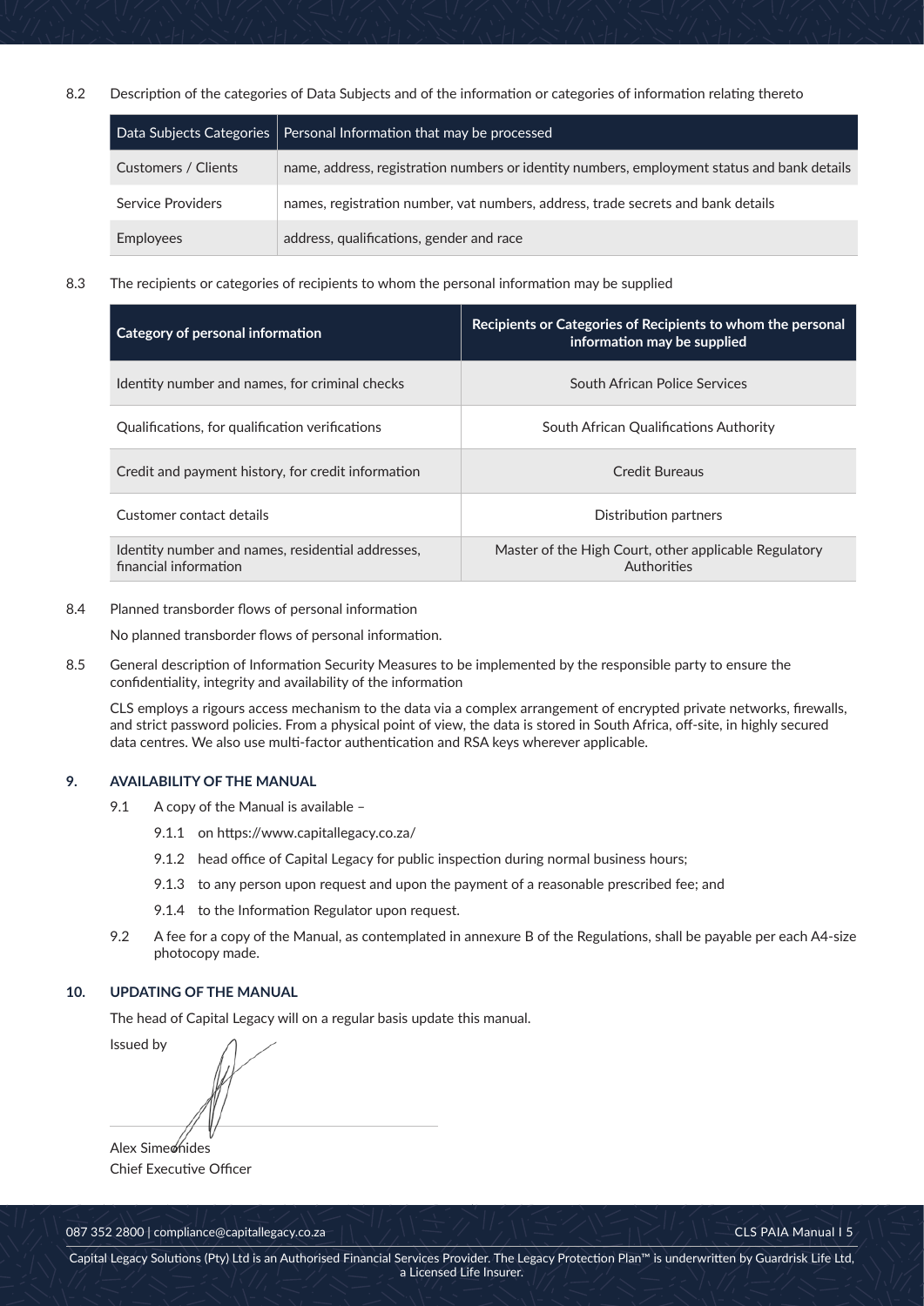8.2 Description of the categories of Data Subjects and of the information or categories of information relating thereto

| Data Subjects Categories | Personal Information that may be processed |
|---|---|
| Customers / Clients | name, address, registration numbers or identity numbers, employment status and bank details |
| Service Providers | names, registration number, vat numbers, address, trade secrets and bank details |
| Employees | address, qualifications, gender and race |

8.3 The recipients or categories of recipients to whom the personal information may be supplied

| Category of personal information | Recipients or Categories of Recipients to whom the personal information may be supplied |
|---|---|
| Identity number and names, for criminal checks | South African Police Services |
| Qualifications, for qualification verifications | South African Qualifications Authority |
| Credit and payment history, for credit information | Credit Bureaus |
| Customer contact details | Distribution partners |
| Identity number and names, residential addresses, financial information | Master of the High Court, other applicable Regulatory Authorities |

8.4 Planned transborder flows of personal information

No planned transborder flows of personal information.

8.5 General description of Information Security Measures to be implemented by the responsible party to ensure the confidentiality, integrity and availability of the information

CLS employs a rigours access mechanism to the data via a complex arrangement of encrypted private networks, firewalls, and strict password policies. From a physical point of view, the data is stored in South Africa, off-site, in highly secured data centres. We also use multi-factor authentication and RSA keys wherever applicable.

## 9. AVAILABILITY OF THE MANUAL

9.1 A copy of the Manual is available –

9.1.1 on https://www.capitallegacy.co.za/

9.1.2 head office of Capital Legacy for public inspection during normal business hours;

9.1.3 to any person upon request and upon the payment of a reasonable prescribed fee; and

9.1.4 to the Information Regulator upon request.

9.2 A fee for a copy of the Manual, as contemplated in annexure B of the Regulations, shall be payable per each A4-size photocopy made.

## 10. UPDATING OF THE MANUAL

The head of Capital Legacy will on a regular basis update this manual.

Issued by

Alex Simeonides
Chief Executive Officer

087 352 2800 | compliance@capitallegacy.co.za

Capital Legacy Solutions (Pty) Ltd is an Authorised Financial Services Provider. The Legacy Protection Plan™ is underwritten by Guardrisk Life Ltd, a Licensed Life Insurer.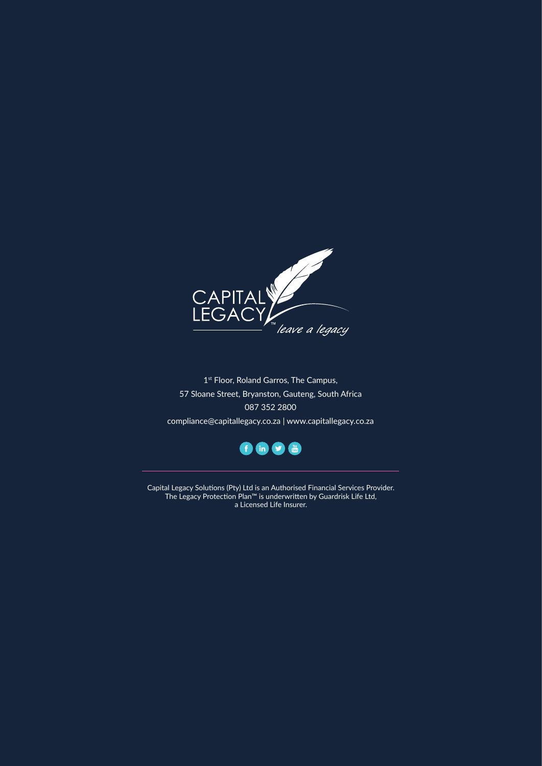CAPITAL LEGACY™

*leave a legacy*

1st Floor, Roland Garros, The Campus,
57 Sloane Street, Bryanston, Gauteng, South Africa
087 352 2800
compliance@capitallegacy.co.za | www.capitallegacy.co.za

Capital Legacy Solutions (Pty) Ltd is an Authorised Financial Services Provider.
The Legacy Protection Plan™ is underwritten by Guardrisk Life Ltd,
a Licensed Life Insurer.